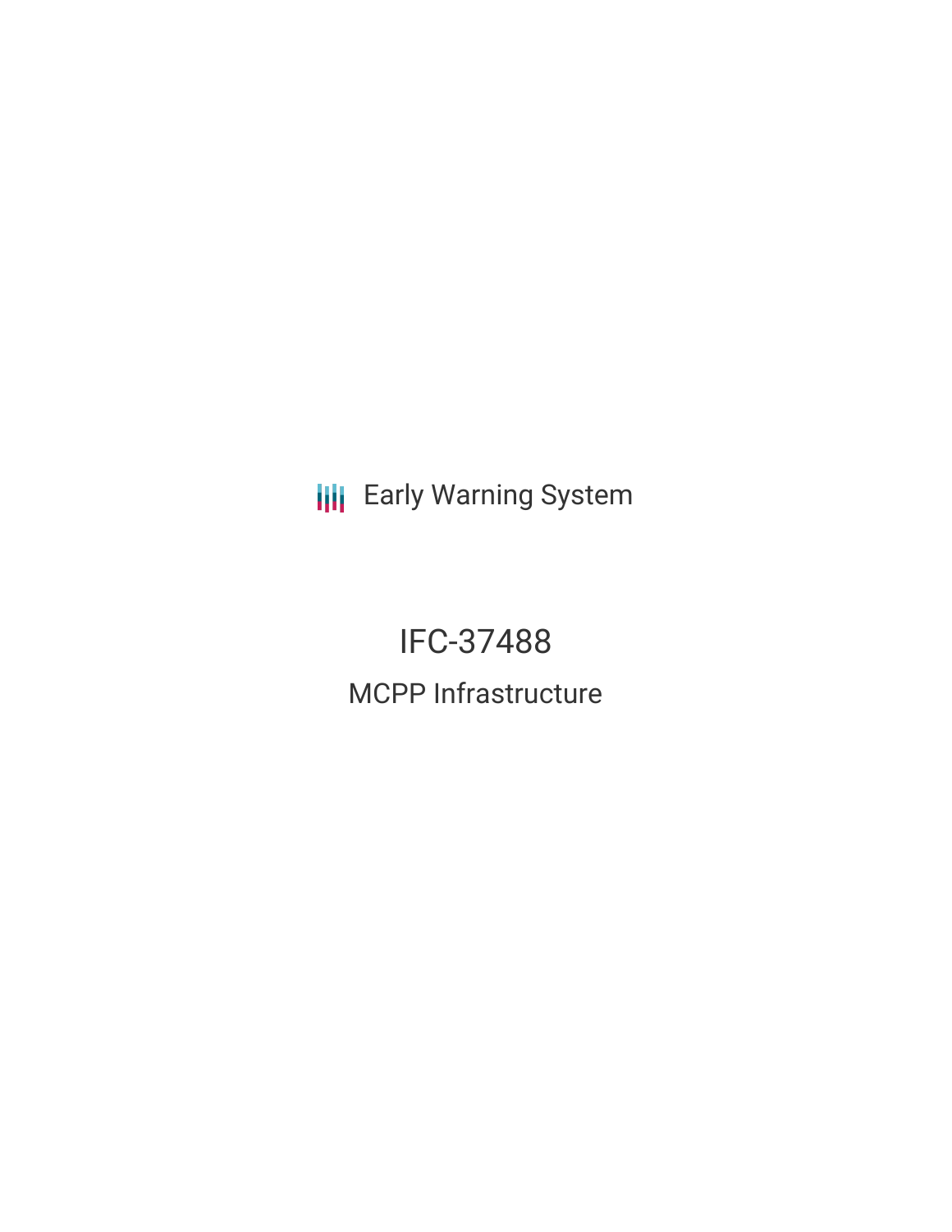Early Warning System

# IFC-37488

## MCPP Infrastructure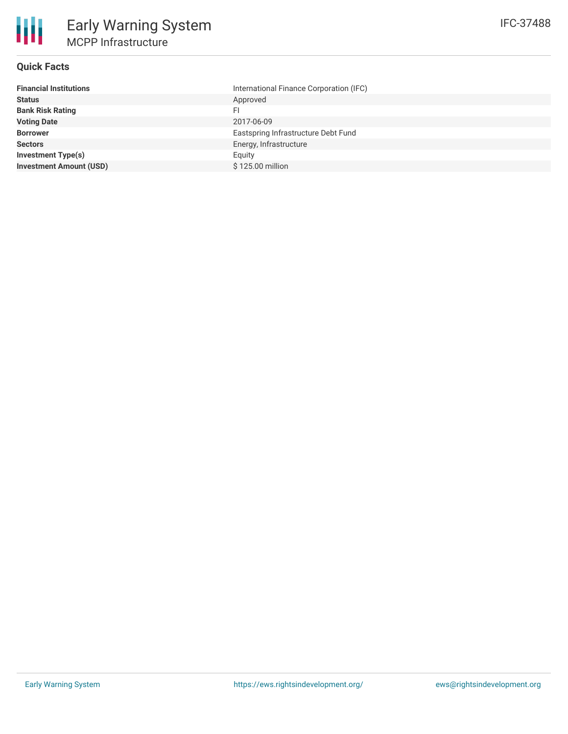# Early Warning System

## MCPP Infrastructure

IFC-37488

### Quick Facts

| | |
|---|---|
| **Financial Institutions** | International Finance Corporation (IFC) |
| **Status** | Approved |
| **Bank Risk Rating** | FI |
| **Voting Date** | 2017-06-09 |
| **Borrower** | Eastspring Infrastructure Debt Fund |
| **Sectors** | Energy, Infrastructure |
| **Investment Type(s)** | Equity |
| **Investment Amount (USD)** | $ 125.00 million |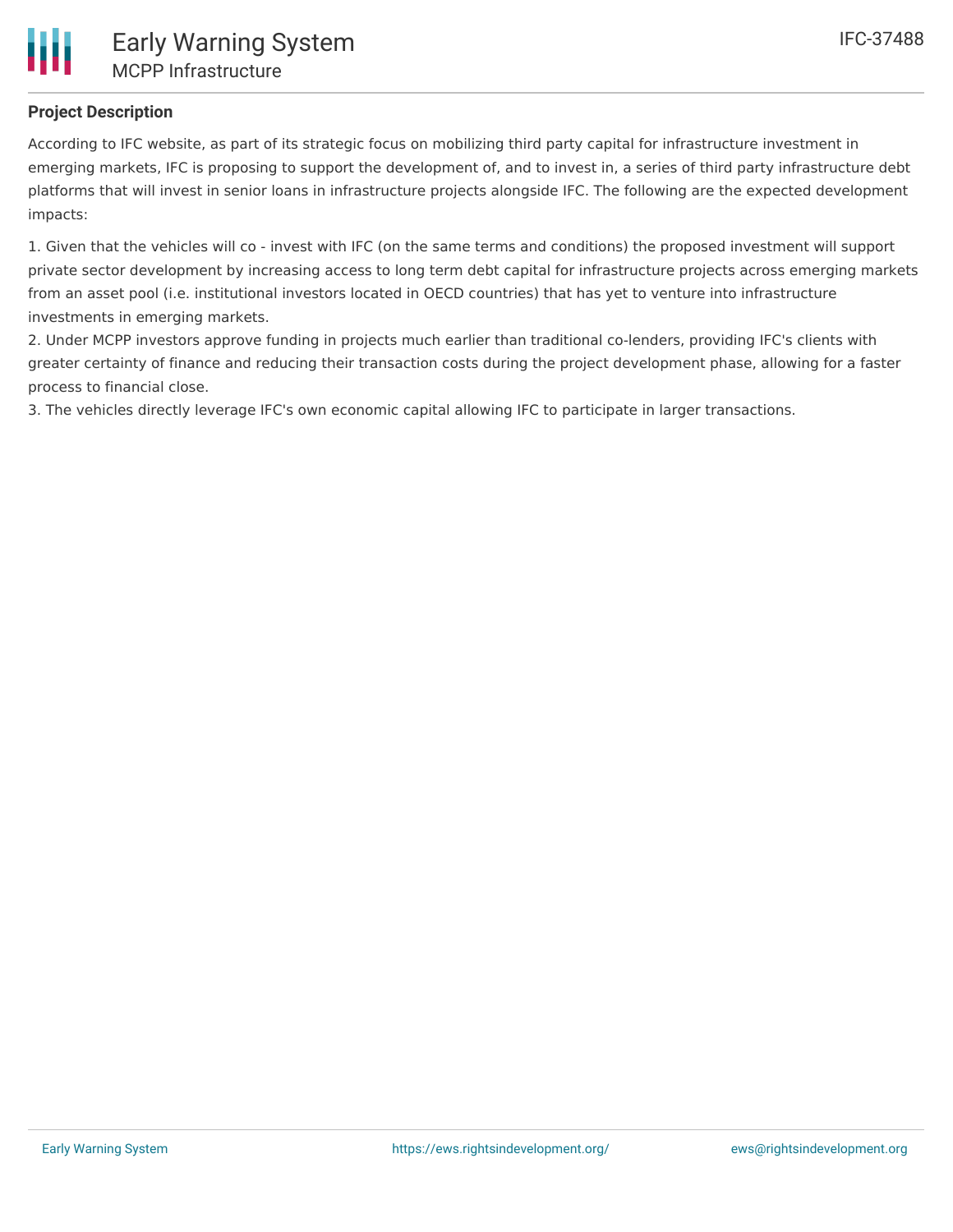**Project Description**

According to IFC website, as part of its strategic focus on mobilizing third party capital for infrastructure investment in emerging markets, IFC is proposing to support the development of, and to invest in, a series of third party infrastructure debt platforms that will invest in senior loans in infrastructure projects alongside IFC. The following are the expected development impacts:

1. Given that the vehicles will co - invest with IFC (on the same terms and conditions) the proposed investment will support private sector development by increasing access to long term debt capital for infrastructure projects across emerging markets from an asset pool (i.e. institutional investors located in OECD countries) that has yet to venture into infrastructure investments in emerging markets.
2. Under MCPP investors approve funding in projects much earlier than traditional co-lenders, providing IFC's clients with greater certainty of finance and reducing their transaction costs during the project development phase, allowing for a faster process to financial close.
3. The vehicles directly leverage IFC's own economic capital allowing IFC to participate in larger transactions.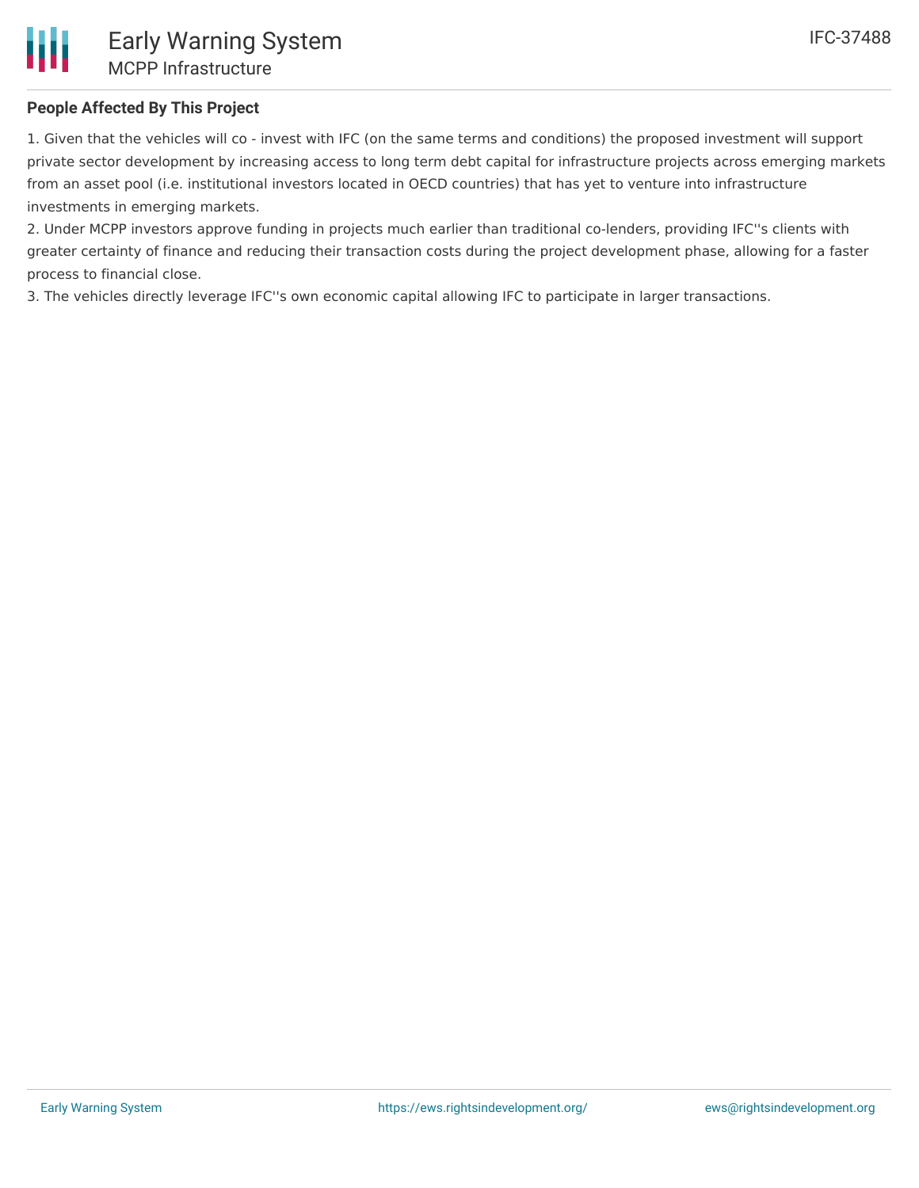### People Affected By This Project

1. Given that the vehicles will co - invest with IFC (on the same terms and conditions) the proposed investment will support private sector development by increasing access to long term debt capital for infrastructure projects across emerging markets from an asset pool (i.e. institutional investors located in OECD countries) that has yet to venture into infrastructure investments in emerging markets.
2. Under MCPP investors approve funding in projects much earlier than traditional co-lenders, providing IFC''s clients with greater certainty of finance and reducing their transaction costs during the project development phase, allowing for a faster process to financial close.
3. The vehicles directly leverage IFC''s own economic capital allowing IFC to participate in larger transactions.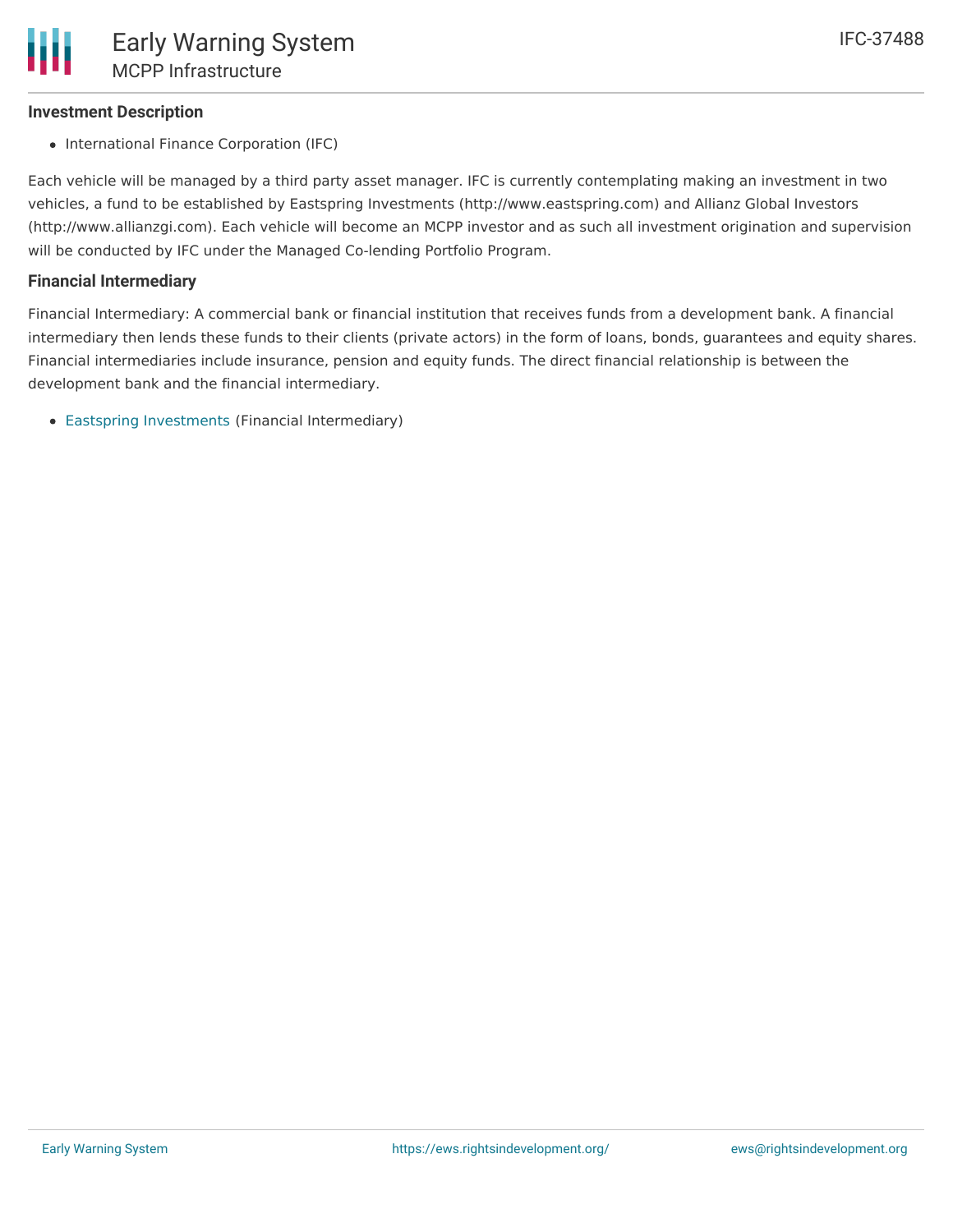### Investment Description

- International Finance Corporation (IFC)

Each vehicle will be managed by a third party asset manager. IFC is currently contemplating making an investment in two vehicles, a fund to be established by Eastspring Investments (http://www.eastspring.com) and Allianz Global Investors (http://www.allianzgi.com). Each vehicle will become an MCPP investor and as such all investment origination and supervision will be conducted by IFC under the Managed Co-lending Portfolio Program.

### Financial Intermediary

Financial Intermediary: A commercial bank or financial institution that receives funds from a development bank. A financial intermediary then lends these funds to their clients (private actors) in the form of loans, bonds, guarantees and equity shares. Financial intermediaries include insurance, pension and equity funds. The direct financial relationship is between the development bank and the financial intermediary.

- Eastspring Investments (Financial Intermediary)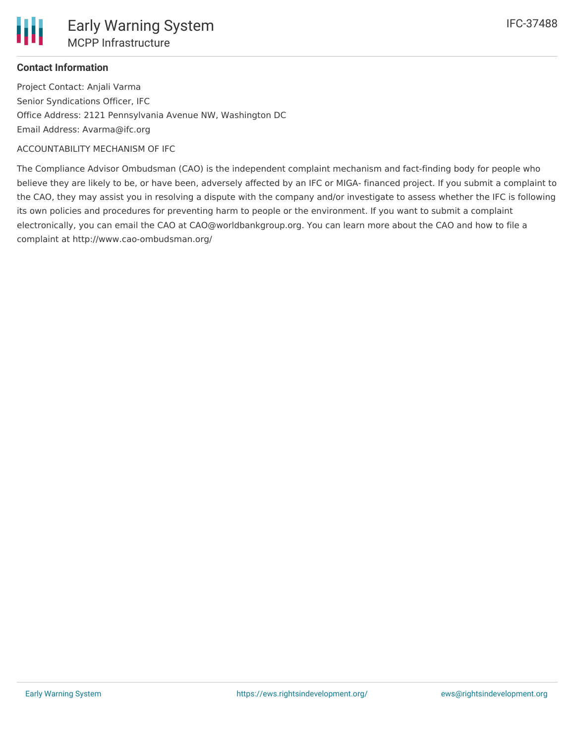## Contact Information

Project Contact: Anjali Varma
Senior Syndications Officer, IFC
Office Address: 2121 Pennsylvania Avenue NW, Washington DC
Email Address: Avarma@ifc.org

ACCOUNTABILITY MECHANISM OF IFC

The Compliance Advisor Ombudsman (CAO) is the independent complaint mechanism and fact-finding body for people who believe they are likely to be, or have been, adversely affected by an IFC or MIGA- financed project. If you submit a complaint to the CAO, they may assist you in resolving a dispute with the company and/or investigate to assess whether the IFC is following its own policies and procedures for preventing harm to people or the environment. If you want to submit a complaint electronically, you can email the CAO at CAO@worldbankgroup.org. You can learn more about the CAO and how to file a complaint at http://www.cao-ombudsman.org/